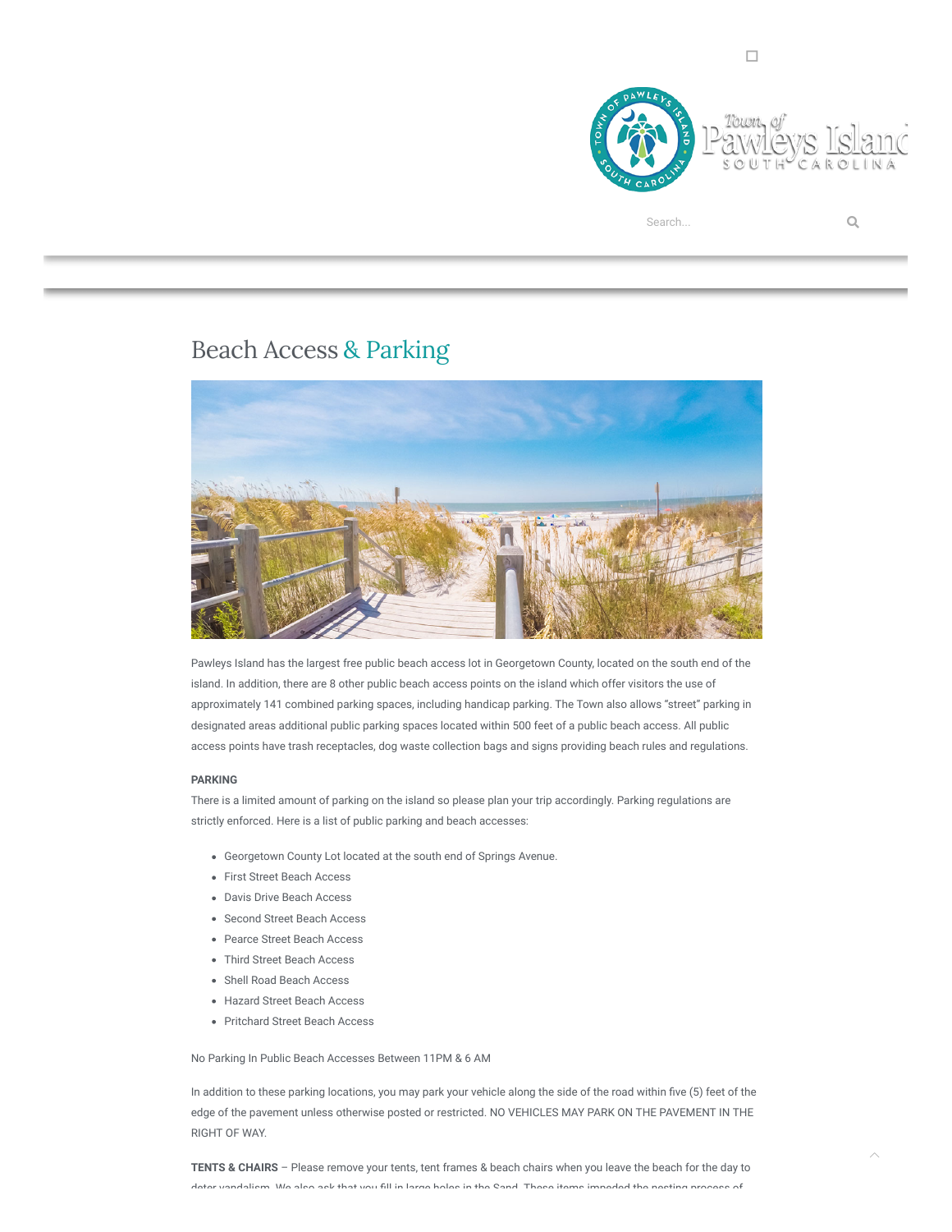# Beach Access & Parking

Pawleys Island has the largest free public beach access lot in Georgetown County, located on the south end of the island. In addition, there are 8 other public beach access points on the island which offer visitors the use of approximately 141 combined parking spaces, including handicap parking. The Town also allows "street" parking in designated areas additional public parking spaces located within 500 feet of a public beach access. All public access points have trash receptacles, dog waste collection bags and signs providing beach rules and regulations.

**PARKING**

There is a limited amount of parking on the island so please plan your trip accordingly. Parking regulations are strictly enforced. Here is a list of public parking and beach accesses:

- Georgetown County Lot located at the south end of Springs Avenue.
- First Street Beach Access
- Davis Drive Beach Access
- Second Street Beach Access
- Pearce Street Beach Access
- Third Street Beach Access
- Shell Road Beach Access
- Hazard Street Beach Access
- Pritchard Street Beach Access

No Parking In Public Beach Accesses Between 11PM & 6 AM

In addition to these parking locations, you may park your vehicle along the side of the road within five (5) feet of the edge of the pavement unless otherwise posted or restricted. NO VEHICLES MAY PARK ON THE PAVEMENT IN THE RIGHT OF WAY.

**TENTS & CHAIRS** – Please remove your tents, tent frames & beach chairs when you leave the beach for the day to deter vandalism. We also ask that you fill in large holes in the Sand. These items impeded the nesting process of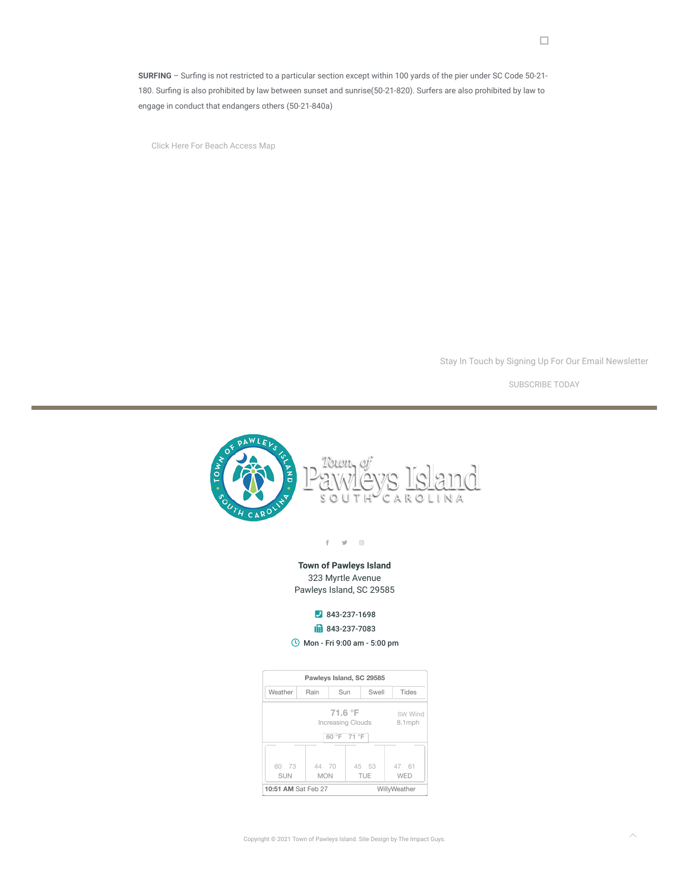**SURFING** – Surfing is not restricted to a particular section except within 100 yards of the pier under SC Code 50-21-180. Surfing is also prohibited by law between sunset and sunrise(50-21-820). Surfers are also prohibited by law to engage in conduct that endangers others (50-21-840a)

Click Here For Beach Access Map

Stay In Touch by Signing Up For Our Email Newsletter

SUBSCRIBE TODAY

**Town of Pawleys Island**
323 Myrtle Avenue
Pawleys Island, SC 29585

843-237-1698

843-237-7083

Mon - Fri 9:00 am - 5:00 pm

Pawleys Island, SC 29585

Weather | Rain | Sun | Swell | Tides

71.6 °F
Increasing Clouds

SW Wind
8.1mph

60 °F 71 °F

60 73 SUN

44 70 MON

45 53 TUE

47 61 WED

**10:51 AM** Sat Feb 27 WillyWeather

Copyright © 2021 Town of Pawleys Island. Site Design by The Impact Guys.